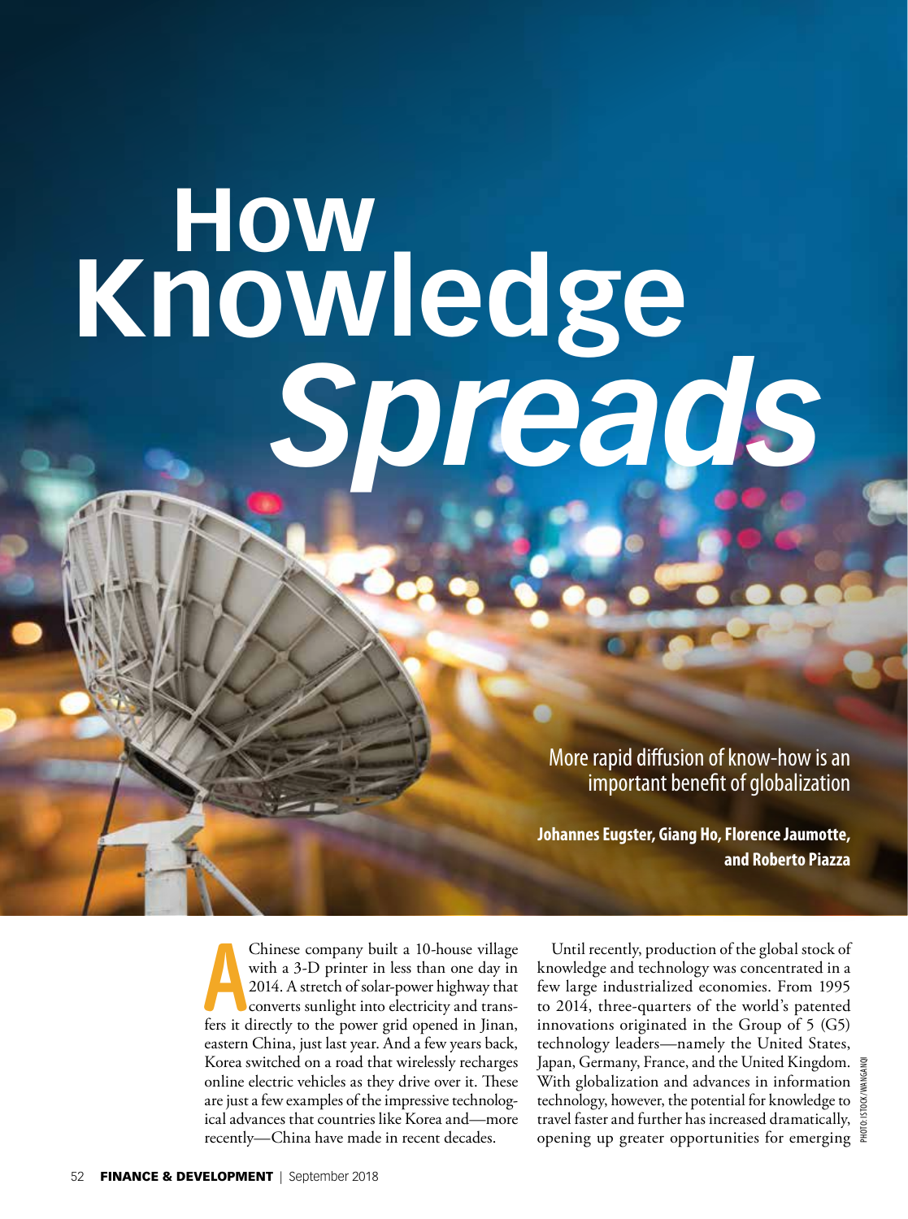# How Knowledge *Spreads*

More rapid diffusion of know-how is an important benefit of globalization

**Johannes Eugster, Giang Ho, Florence Jaumotte, and Roberto Piazza**

A Chinese company built a 10-house village with a 3-D printer in less than one day in 2014. A stretch of solar-power highway that converts sunlight into electricity and transfers it directly to the power grid opened in Jinan, eastern China, just last year. And a few years back, Korea switched on a road that wirelessly recharges online electric vehicles as they drive over it. These are just a few examples of the impressive technological advances that countries like Korea and—more recently—China have made in recent decades.

Until recently, production of the global stock of knowledge and technology was concentrated in a few large industrialized economies. From 1995 to 2014, three-quarters of the world's patented innovations originated in the Group of 5 (G5) technology leaders—namely the United States, Japan, Germany, France, and the United Kingdom. With globalization and advances in information technology, however, the potential for knowledge to travel faster and further has increased dramatically, opening up greater opportunities for emerging

PHOTO: ISTOCK/WANGANQI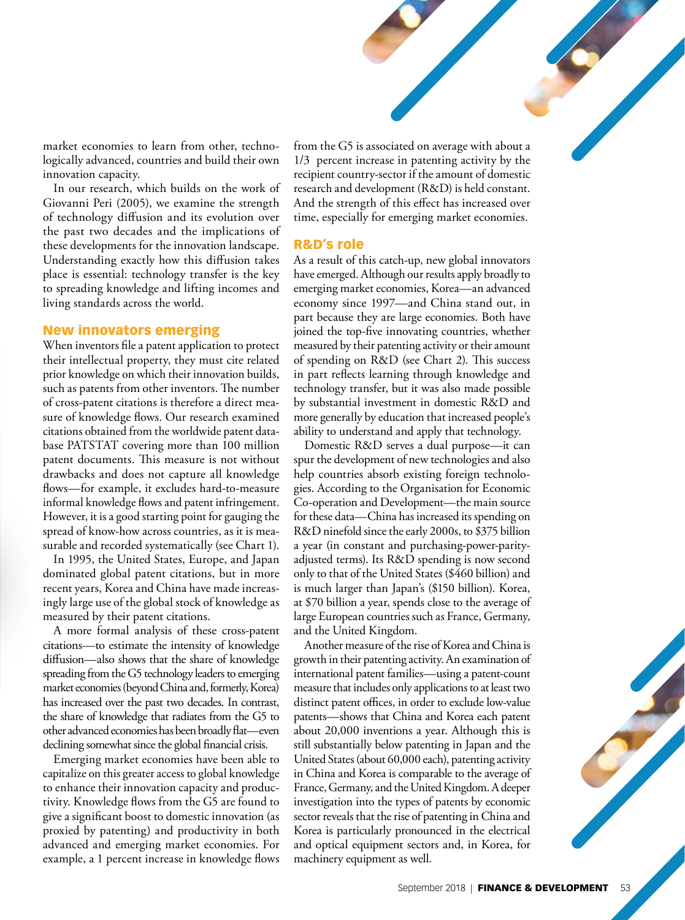market economies to learn from other, technologically advanced, countries and build their own innovation capacity.

In our research, which builds on the work of Giovanni Peri (2005), we examine the strength of technology diffusion and its evolution over the past two decades and the implications of these developments for the innovation landscape. Understanding exactly how this diffusion takes place is essential: technology transfer is the key to spreading knowledge and lifting incomes and living standards across the world.

## New innovators emerging

When inventors file a patent application to protect their intellectual property, they must cite related prior knowledge on which their innovation builds, such as patents from other inventors. The number of cross-patent citations is therefore a direct measure of knowledge flows. Our research examined citations obtained from the worldwide patent database PATSTAT covering more than 100 million patent documents. This measure is not without drawbacks and does not capture all knowledge flows—for example, it excludes hard-to-measure informal knowledge flows and patent infringement. However, it is a good starting point for gauging the spread of know-how across countries, as it is measurable and recorded systematically (see Chart 1).

In 1995, the United States, Europe, and Japan dominated global patent citations, but in more recent years, Korea and China have made increasingly large use of the global stock of knowledge as measured by their patent citations.

A more formal analysis of these cross-patent citations—to estimate the intensity of knowledge diffusion—also shows that the share of knowledge spreading from the G5 technology leaders to emerging market economies (beyond China and, formerly, Korea) has increased over the past two decades. In contrast, the share of knowledge that radiates from the G5 to other advanced economies has been broadly flat—even declining somewhat since the global financial crisis.

Emerging market economies have been able to capitalize on this greater access to global knowledge to enhance their innovation capacity and productivity. Knowledge flows from the G5 are found to give a significant boost to domestic innovation (as proxied by patenting) and productivity in both advanced and emerging market economies. For example, a 1 percent increase in knowledge flows from the G5 is associated on average with about a 1/3 percent increase in patenting activity by the recipient country-sector if the amount of domestic research and development (R&D) is held constant. And the strength of this effect has increased over time, especially for emerging market economies.

## R&D's role

As a result of this catch-up, new global innovators have emerged. Although our results apply broadly to emerging market economies, Korea—an advanced economy since 1997—and China stand out, in part because they are large economies. Both have joined the top-five innovating countries, whether measured by their patenting activity or their amount of spending on R&D (see Chart 2). This success in part reflects learning through knowledge and technology transfer, but it was also made possible by substantial investment in domestic R&D and more generally by education that increased people's ability to understand and apply that technology.

Domestic R&D serves a dual purpose—it can spur the development of new technologies and also help countries absorb existing foreign technologies. According to the Organisation for Economic Co-operation and Development—the main source for these data—China has increased its spending on R&D ninefold since the early 2000s, to $375 billion a year (in constant and purchasing-power-parity-adjusted terms). Its R&D spending is now second only to that of the United States ($460 billion) and is much larger than Japan's ($150 billion). Korea, at $70 billion a year, spends close to the average of large European countries such as France, Germany, and the United Kingdom.

Another measure of the rise of Korea and China is growth in their patenting activity. An examination of international patent families—using a patent-count measure that includes only applications to at least two distinct patent offices, in order to exclude low-value patents—shows that China and Korea each patent about 20,000 inventions a year. Although this is still substantially below patenting in Japan and the United States (about 60,000 each), patenting activity in China and Korea is comparable to the average of France, Germany, and the United Kingdom. A deeper investigation into the types of patents by economic sector reveals that the rise of patenting in China and Korea is particularly pronounced in the electrical and optical equipment sectors and, in Korea, for machinery equipment as well.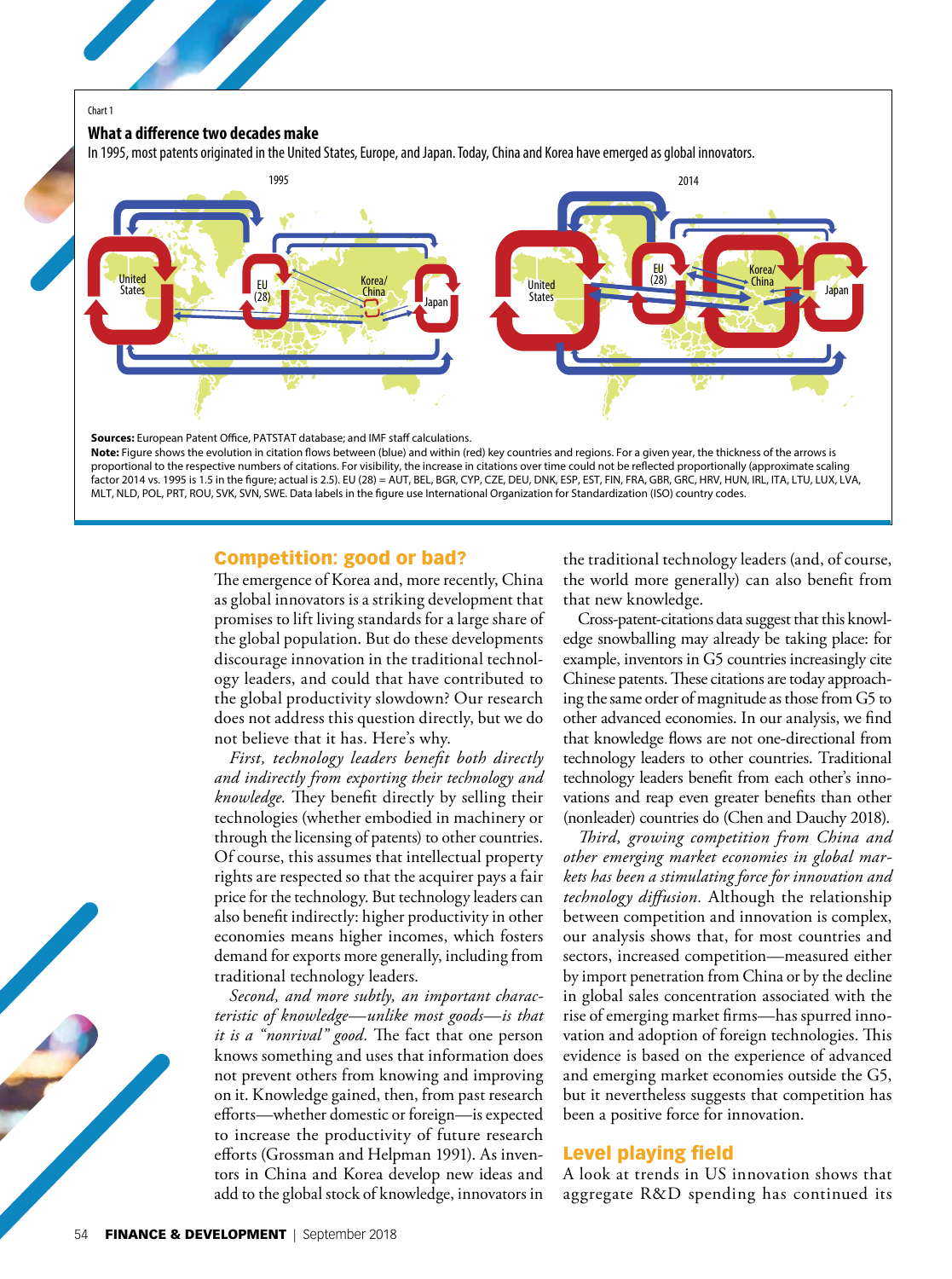Chart 1

**What a difference two decades make**

In 1995, most patents originated in the United States, Europe, and Japan. Today, China and Korea have emerged as global innovators.

1995 — United States, EU (28), Korea/China, Japan

2014 — United States, EU (28), Korea/China, Japan

**Sources:** European Patent Office, PATSTAT database; and IMF staff calculations.

**Note:** Figure shows the evolution in citation flows between (blue) and within (red) key countries and regions. For a given year, the thickness of the arrows is proportional to the respective numbers of citations. For visibility, the increase in citations over time could not be reflected proportionally (approximate scaling factor 2014 vs. 1995 is 1.5 in the figure; actual is 2.5). EU (28) = AUT, BEL, BGR, CYP, CZE, DEU, DNK, ESP, EST, FIN, FRA, GBR, GRC, HRV, HUN, IRL, ITA, LTU, LUX, LVA, MLT, NLD, POL, PRT, ROU, SVK, SVN, SWE. Data labels in the figure use International Organization for Standardization (ISO) country codes.

## Competition: good or bad?

The emergence of Korea and, more recently, China as global innovators is a striking development that promises to lift living standards for a large share of the global population. But do these developments discourage innovation in the traditional technology leaders, and could that have contributed to the global productivity slowdown? Our research does not address this question directly, but we do not believe that it has. Here's why.

*First, technology leaders benefit both directly and indirectly from exporting their technology and knowledge.* They benefit directly by selling their technologies (whether embodied in machinery or through the licensing of patents) to other countries. Of course, this assumes that intellectual property rights are respected so that the acquirer pays a fair price for the technology. But technology leaders can also benefit indirectly: higher productivity in other economies means higher incomes, which fosters demand for exports more generally, including from traditional technology leaders.

*Second, and more subtly, an important characteristic of knowledge—unlike most goods—is that it is a "nonrival" good.* The fact that one person knows something and uses that information does not prevent others from knowing and improving on it. Knowledge gained, then, from past research efforts—whether domestic or foreign—is expected to increase the productivity of future research efforts (Grossman and Helpman 1991). As inventors in China and Korea develop new ideas and add to the global stock of knowledge, innovators in the traditional technology leaders (and, of course, the world more generally) can also benefit from that new knowledge.

Cross-patent-citations data suggest that this knowledge snowballing may already be taking place: for example, inventors in G5 countries increasingly cite Chinese patents. These citations are today approaching the same order of magnitude as those from G5 to other advanced economies. In our analysis, we find that knowledge flows are not one-directional from technology leaders to other countries. Traditional technology leaders benefit from each other's innovations and reap even greater benefits than other (nonleader) countries do (Chen and Dauchy 2018).

*Third, growing competition from China and other emerging market economies in global markets has been a stimulating force for innovation and technology diffusion.* Although the relationship between competition and innovation is complex, our analysis shows that, for most countries and sectors, increased competition—measured either by import penetration from China or by the decline in global sales concentration associated with the rise of emerging market firms—has spurred innovation and adoption of foreign technologies. This evidence is based on the experience of advanced and emerging market economies outside the G5, but it nevertheless suggests that competition has been a positive force for innovation.

## Level playing field

A look at trends in US innovation shows that aggregate R&D spending has continued its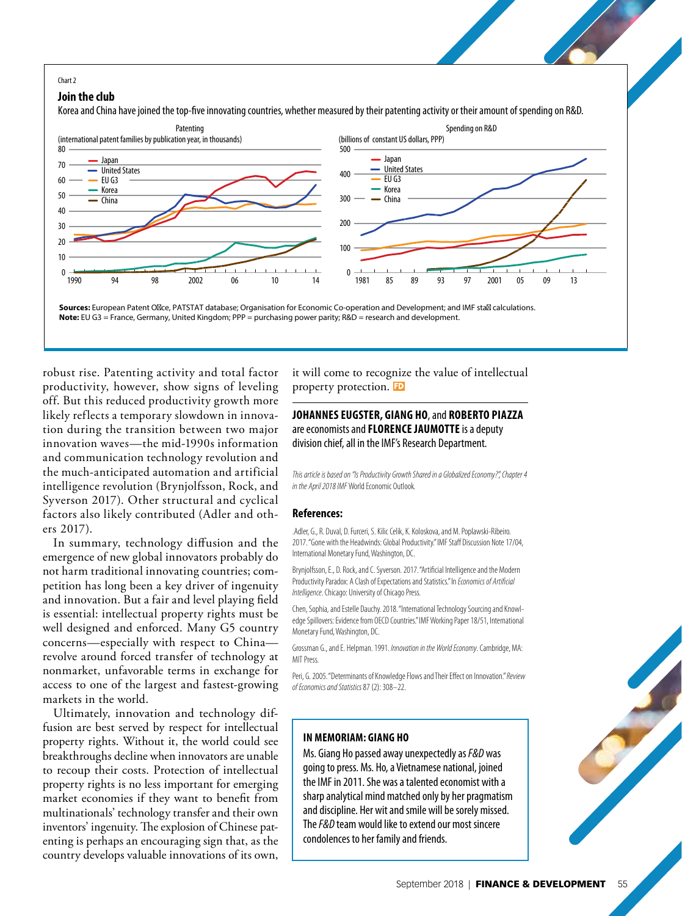Chart 2

**Join the club**

Korea and China have joined the top-five innovating countries, whether measured by their patenting activity or their amount of spending on R&D.

Patenting

(international patent families by publication year, in thousands)

80
70
60
50
40
30
20
10
0

1990 94 98 2002 06 10 14

Japan
United States
EU G3
Korea
China

Spending on R&D

(billions of constant US dollars, PPP)

500
400
300
200
100
0

1981 85 89 93 97 2001 05 09 13

Japan
United States
EU G3
Korea
China

**Sources:** European Patent Office, PATSTAT database; Organisation for Economic Co-operation and Development; and IMF staff calculations.
**Note:** EU G3 = France, Germany, United Kingdom; PPP = purchasing power parity; R&D = research and development.

robust rise. Patenting activity and total factor productivity, however, show signs of leveling off. But this reduced productivity growth more likely reflects a temporary slowdown in innovation during the transition between two major innovation waves—the mid-1990s information and communication technology revolution and the much-anticipated automation and artificial intelligence revolution (Brynjolfsson, Rock, and Syverson 2017). Other structural and cyclical factors also likely contributed (Adler and others 2017).

In summary, technology diffusion and the emergence of new global innovators probably do not harm traditional innovating countries; competition has long been a key driver of ingenuity and innovation. But a fair and level playing field is essential: intellectual property rights must be well designed and enforced. Many G5 country concerns—especially with respect to China—revolve around forced transfer of technology at nonmarket, unfavorable terms in exchange for access to one of the largest and fastest-growing markets in the world.

Ultimately, innovation and technology diffusion are best served by respect for intellectual property rights. Without it, the world could see breakthroughs decline when innovators are unable to recoup their costs. Protection of intellectual property rights is no less important for emerging market economies if they want to benefit from multinationals' technology transfer and their own inventors' ingenuity. The explosion of Chinese patenting is perhaps an encouraging sign that, as the country develops valuable innovations of its own, it will come to recognize the value of intellectual property protection. FD

**JOHANNES EUGSTER, GIANG HO**, and **ROBERTO PIAZZA** are economists and **FLORENCE JAUMOTTE** is a deputy division chief, all in the IMF's Research Department.

*This article is based on "Is Productivity Growth Shared in a Globalized Economy?," Chapter 4 in the April 2018 IMF* World Economic Outlook.

### References:

.Adler, G., R. Duval, D. Furceri, S. Kilic Celik, K. Koloskova, and M. Poplawski-Ribeiro. 2017. "Gone with the Headwinds: Global Productivity." IMF Staff Discussion Note 17/04, International Monetary Fund, Washington, DC.

Brynjolfsson, E., D. Rock, and C. Syverson. 2017. "Artificial Intelligence and the Modern Productivity Paradox: A Clash of Expectations and Statistics." In *Economics of Artificial Intelligence*. Chicago: University of Chicago Press.

Chen, Sophia, and Estelle Dauchy. 2018. "International Technology Sourcing and Knowledge Spillovers: Evidence from OECD Countries." IMF Working Paper 18/51, International Monetary Fund, Washington, DC.

Grossman G., and E. Helpman. 1991. *Innovation in the World Economy*. Cambridge, MA: MIT Press.

Peri, G. 2005. "Determinants of Knowledge Flows and Their Effect on Innovation." *Review of Economics and Statistics* 87 (2): 308–22.

**IN MEMORIAM: GIANG HO**

Ms. Giang Ho passed away unexpectedly as *F&D* was going to press. Ms. Ho, a Vietnamese national, joined the IMF in 2011. She was a talented economist with a sharp analytical mind matched only by her pragmatism and discipline. Her wit and smile will be sorely missed. The *F&D* team would like to extend our most sincere condolences to her family and friends.